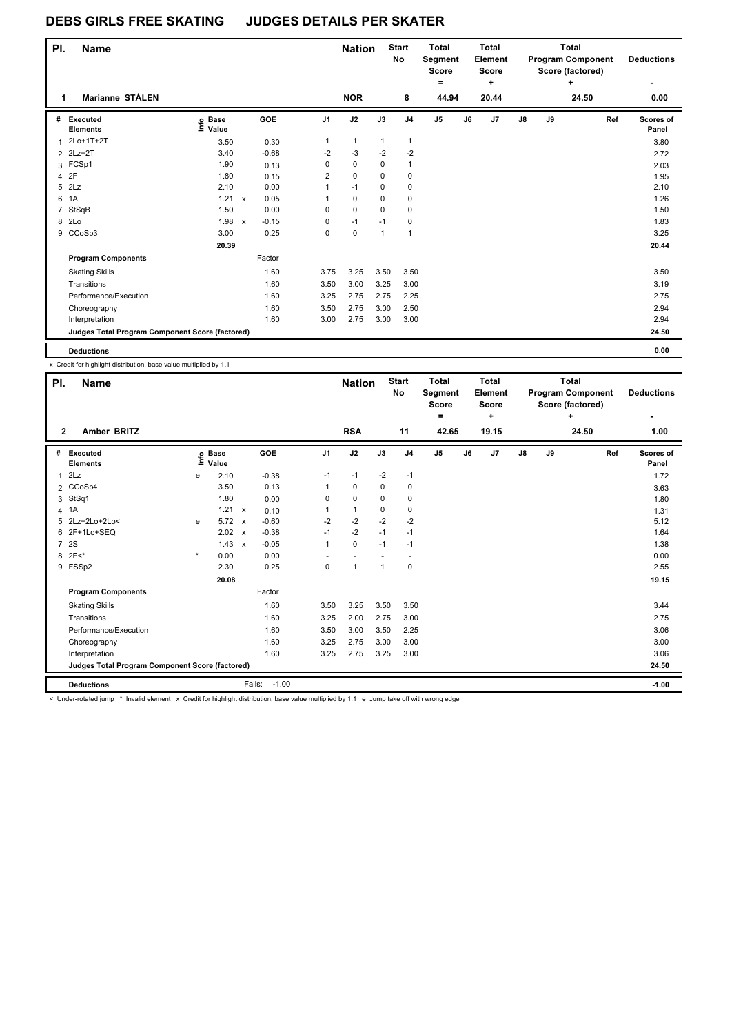# DEBS GIRLS FREE SKATING JUDGES DETAILS PER SKATER

| Pl. | Name | Nation | Start No | Total Segment Score = | Total Element Score + | Total Program Component Score (factored) + | Deductions - |
|---|---|---|---|---|---|---|---|
| 1 | Marianne STÅLEN | NOR | 8 | 44.94 | 20.44 | 24.50 | 0.00 |

| # | Executed Elements | Info | Base Value | | GOE | J1 | J2 | J3 | J4 | J5 | J6 | J7 | J8 | J9 | Ref | Scores of Panel |
|---|---|---|---|---|---|---|---|---|---|---|---|---|---|---|---|---|
| 1 | 2Lo+1T+2T | | 3.50 | | 0.30 | 1 | 1 | 1 | 1 | | | | | | | 3.80 |
| 2 | 2Lz+2T | | 3.40 | | -0.68 | -2 | -3 | -2 | -2 | | | | | | | 2.72 |
| 3 | FCSp1 | | 1.90 | | 0.13 | 0 | 0 | 0 | 1 | | | | | | | 2.03 |
| 4 | 2F | | 1.80 | | 0.15 | 2 | 0 | 0 | 0 | | | | | | | 1.95 |
| 5 | 2Lz | | 2.10 | | 0.00 | 1 | -1 | 0 | 0 | | | | | | | 2.10 |
| 6 | 1A | | 1.21 | x | 0.05 | 1 | 0 | 0 | 0 | | | | | | | 1.26 |
| 7 | StSqB | | 1.50 | | 0.00 | 0 | 0 | 0 | 0 | | | | | | | 1.50 |
| 8 | 2Lo | | 1.98 | x | -0.15 | 0 | -1 | -1 | 0 | | | | | | | 1.83 |
| 9 | CCoSp3 | | 3.00 | | 0.25 | 0 | 0 | 1 | 1 | | | | | | | 3.25 |
| | | | 20.39 | | | | | | | | | | | | | 20.44 |

| Program Components | Factor | J1 | J2 | J3 | J4 | J5 | J6 | J7 | J8 | J9 | Ref | Scores of Panel |
|---|---|---|---|---|---|---|---|---|---|---|---|---|
| Skating Skills | 1.60 | 3.75 | 3.25 | 3.50 | 3.50 | | | | | | | 3.50 |
| Transitions | 1.60 | 3.50 | 3.00 | 3.25 | 3.00 | | | | | | | 3.19 |
| Performance/Execution | 1.60 | 3.25 | 2.75 | 2.75 | 2.25 | | | | | | | 2.75 |
| Choreography | 1.60 | 3.50 | 2.75 | 3.00 | 2.50 | | | | | | | 2.94 |
| Interpretation | 1.60 | 3.00 | 2.75 | 3.00 | 3.00 | | | | | | | 2.94 |
| Judges Total Program Component Score (factored) | | | | | | | | | | | | 24.50 |

**Deductions** 0.00

x Credit for highlight distribution, base value multiplied by 1.1

| Pl. | Name | Nation | Start No | Total Segment Score = | Total Element Score + | Total Program Component Score (factored) + | Deductions - |
|---|---|---|---|---|---|---|---|
| 2 | Amber BRITZ | RSA | 11 | 42.65 | 19.15 | 24.50 | 1.00 |

| # | Executed Elements | Info | Base Value | | GOE | J1 | J2 | J3 | J4 | J5 | J6 | J7 | J8 | J9 | Ref | Scores of Panel |
|---|---|---|---|---|---|---|---|---|---|---|---|---|---|---|---|---|
| 1 | 2Lz | e | 2.10 | | -0.38 | -1 | -1 | -2 | -1 | | | | | | | 1.72 |
| 2 | CCoSp4 | | 3.50 | | 0.13 | 1 | 0 | 0 | 0 | | | | | | | 3.63 |
| 3 | StSq1 | | 1.80 | | 0.00 | 0 | 0 | 0 | 0 | | | | | | | 1.80 |
| 4 | 1A | | 1.21 | x | 0.10 | 1 | 1 | 0 | 0 | | | | | | | 1.31 |
| 5 | 2Lz+2Lo+2Lo< | e | 5.72 | x | -0.60 | -2 | -2 | -2 | -2 | | | | | | | 5.12 |
| 6 | 2F+1Lo+SEQ | | 2.02 | x | -0.38 | -1 | -2 | -1 | -1 | | | | | | | 1.64 |
| 7 | 2S | | 1.43 | x | -0.05 | 1 | 0 | -1 | -1 | | | | | | | 1.38 |
| 8 | 2F<* | * | 0.00 | | 0.00 | - | - | - | - | | | | | | | 0.00 |
| 9 | FSSp2 | | 2.30 | | 0.25 | 0 | 1 | 1 | 0 | | | | | | | 2.55 |
| | | | 20.08 | | | | | | | | | | | | | 19.15 |

| Program Components | Factor | J1 | J2 | J3 | J4 | J5 | J6 | J7 | J8 | J9 | Ref | Scores of Panel |
|---|---|---|---|---|---|---|---|---|---|---|---|---|
| Skating Skills | 1.60 | 3.50 | 3.25 | 3.50 | 3.50 | | | | | | | 3.44 |
| Transitions | 1.60 | 3.25 | 2.00 | 2.75 | 3.00 | | | | | | | 2.75 |
| Performance/Execution | 1.60 | 3.50 | 3.00 | 3.50 | 2.25 | | | | | | | 3.06 |
| Choreography | 1.60 | 3.25 | 2.75 | 3.00 | 3.00 | | | | | | | 3.00 |
| Interpretation | 1.60 | 3.25 | 2.75 | 3.25 | 3.00 | | | | | | | 3.06 |
| Judges Total Program Component Score (factored) | | | | | | | | | | | | 24.50 |

**Deductions** Falls: -1.00 -1.00

< Under-rotated jump * Invalid element x Credit for highlight distribution, base value multiplied by 1.1 e Jump take off with wrong edge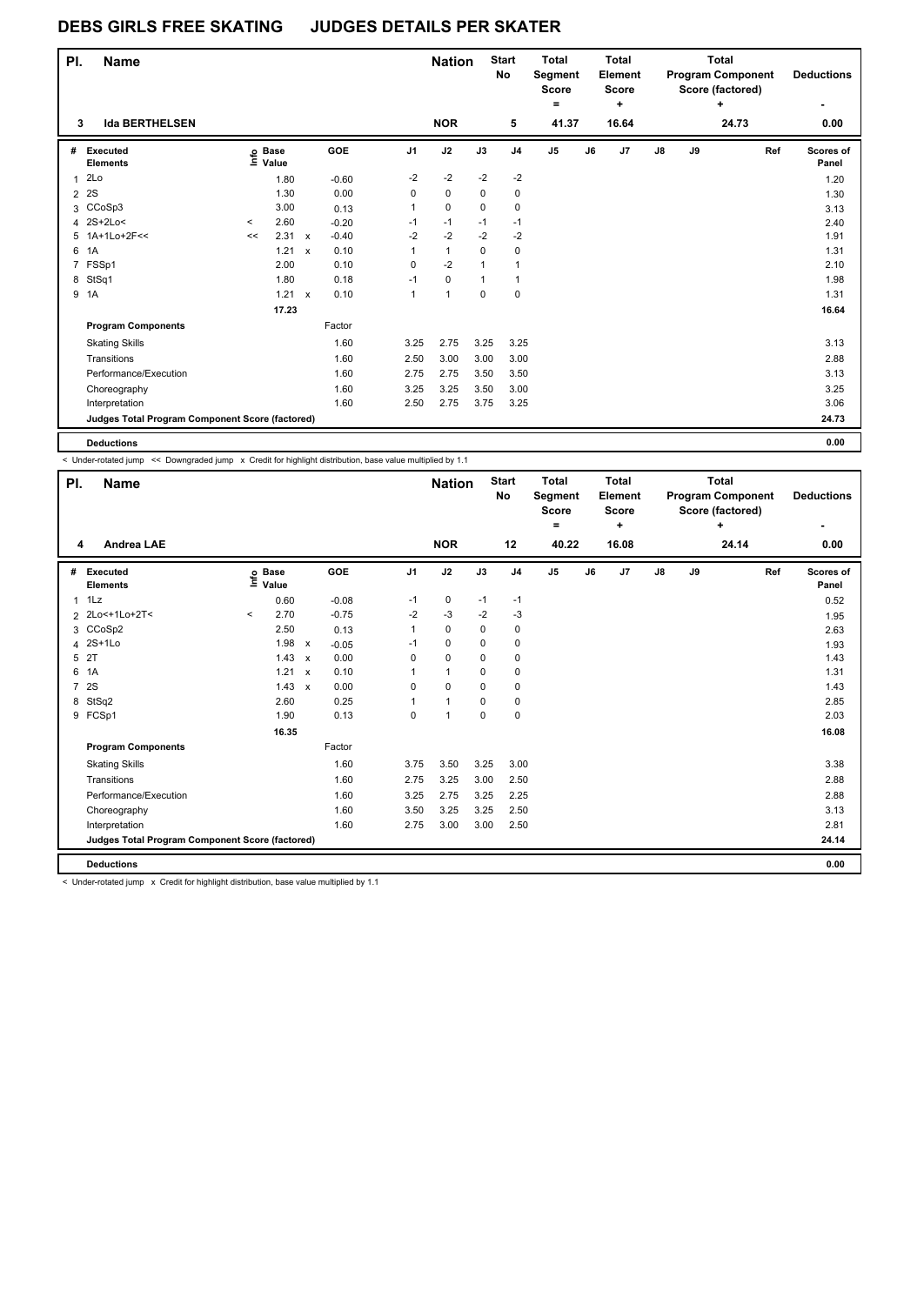# DEBS GIRLS FREE SKATING JUDGES DETAILS PER SKATER

| Pl. | Name | Nation | Start No | Total Segment Score = | Total Element Score + | Total Program Component Score (factored) + | Deductions - |
|---|---|---|---|---|---|---|---|
| 3 | Ida BERTHELSEN | NOR | 5 | 41.37 | 16.64 | 24.73 | 0.00 |

| # | Executed Elements | Info | Base Value | | GOE | J1 | J2 | J3 | J4 | J5 | J6 | J7 | J8 | J9 | Ref | Scores of Panel |
|---|---|---|---|---|---|---|---|---|---|---|---|---|---|---|---|---|
| 1 | 2Lo | | 1.80 | | -0.60 | -2 | -2 | -2 | -2 | | | | | | | 1.20 |
| 2 | 2S | | 1.30 | | 0.00 | 0 | 0 | 0 | 0 | | | | | | | 1.30 |
| 3 | CCoSp3 | | 3.00 | | 0.13 | 1 | 0 | 0 | 0 | | | | | | | 3.13 |
| 4 | 2S+2Lo< | < | 2.60 | | -0.20 | -1 | -1 | -1 | -1 | | | | | | | 2.40 |
| 5 | 1A+1Lo+2F<< | << | 2.31 | x | -0.40 | -2 | -2 | -2 | -2 | | | | | | | 1.91 |
| 6 | 1A | | 1.21 | x | 0.10 | 1 | 1 | 0 | 0 | | | | | | | 1.31 |
| 7 | FSSp1 | | 2.00 | | 0.10 | 0 | -2 | 1 | 1 | | | | | | | 2.10 |
| 8 | StSq1 | | 1.80 | | 0.18 | -1 | 0 | 1 | 1 | | | | | | | 1.98 |
| 9 | 1A | | 1.21 | x | 0.10 | 1 | 1 | 0 | 0 | | | | | | | 1.31 |
| | | | 17.23 | | | | | | | | | | | | | 16.64 |
| | **Program Components** | | | | Factor | | | | | | | | | | | |
| | Skating Skills | | | | 1.60 | 3.25 | 2.75 | 3.25 | 3.25 | | | | | | | 3.13 |
| | Transitions | | | | 1.60 | 2.50 | 3.00 | 3.00 | 3.00 | | | | | | | 2.88 |
| | Performance/Execution | | | | 1.60 | 2.75 | 2.75 | 3.50 | 3.50 | | | | | | | 3.13 |
| | Choreography | | | | 1.60 | 3.25 | 3.25 | 3.50 | 3.00 | | | | | | | 3.25 |
| | Interpretation | | | | 1.60 | 2.50 | 2.75 | 3.75 | 3.25 | | | | | | | 3.06 |
| | **Judges Total Program Component Score (factored)** | | | | | | | | | | | | | | | 24.73 |
| | **Deductions** | | | | | | | | | | | | | | | 0.00 |

< Under-rotated jump << Downgraded jump x Credit for highlight distribution, base value multiplied by 1.1

| Pl. | Name | Nation | Start No | Total Segment Score = | Total Element Score + | Total Program Component Score (factored) + | Deductions - |
|---|---|---|---|---|---|---|---|
| 4 | Andrea LAE | NOR | 12 | 40.22 | 16.08 | 24.14 | 0.00 |

| # | Executed Elements | Info | Base Value | | GOE | J1 | J2 | J3 | J4 | J5 | J6 | J7 | J8 | J9 | Ref | Scores of Panel |
|---|---|---|---|---|---|---|---|---|---|---|---|---|---|---|---|---|
| 1 | 1Lz | | 0.60 | | -0.08 | -1 | 0 | -1 | -1 | | | | | | | 0.52 |
| 2 | 2Lo<+1Lo+2T< | < | 2.70 | | -0.75 | -2 | -3 | -2 | -3 | | | | | | | 1.95 |
| 3 | CCoSp2 | | 2.50 | | 0.13 | 1 | 0 | 0 | 0 | | | | | | | 2.63 |
| 4 | 2S+1Lo | | 1.98 | x | -0.05 | -1 | 0 | 0 | 0 | | | | | | | 1.93 |
| 5 | 2T | | 1.43 | x | 0.00 | 0 | 0 | 0 | 0 | | | | | | | 1.43 |
| 6 | 1A | | 1.21 | x | 0.10 | 1 | 1 | 0 | 0 | | | | | | | 1.31 |
| 7 | 2S | | 1.43 | x | 0.00 | 0 | 0 | 0 | 0 | | | | | | | 1.43 |
| 8 | StSq2 | | 2.60 | | 0.25 | 1 | 1 | 0 | 0 | | | | | | | 2.85 |
| 9 | FCSp1 | | 1.90 | | 0.13 | 0 | 1 | 0 | 0 | | | | | | | 2.03 |
| | | | 16.35 | | | | | | | | | | | | | 16.08 |
| | **Program Components** | | | | Factor | | | | | | | | | | | |
| | Skating Skills | | | | 1.60 | 3.75 | 3.50 | 3.25 | 3.00 | | | | | | | 3.38 |
| | Transitions | | | | 1.60 | 2.75 | 3.25 | 3.00 | 2.50 | | | | | | | 2.88 |
| | Performance/Execution | | | | 1.60 | 3.25 | 2.75 | 3.25 | 2.25 | | | | | | | 2.88 |
| | Choreography | | | | 1.60 | 3.50 | 3.25 | 3.25 | 2.50 | | | | | | | 3.13 |
| | Interpretation | | | | 1.60 | 2.75 | 3.00 | 3.00 | 2.50 | | | | | | | 2.81 |
| | **Judges Total Program Component Score (factored)** | | | | | | | | | | | | | | | 24.14 |
| | **Deductions** | | | | | | | | | | | | | | | 0.00 |

< Under-rotated jump x Credit for highlight distribution, base value multiplied by 1.1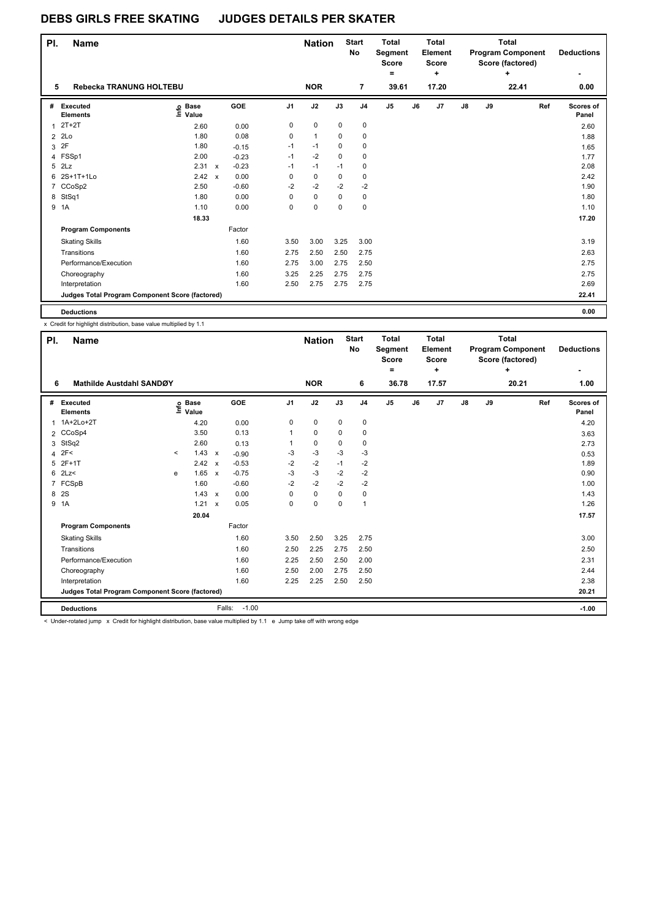# DEBS GIRLS FREE SKATING JUDGES DETAILS PER SKATER

| Pl. | Name | Nation | Start No | Total Segment Score = | Total Element Score + | Total Program Component Score (factored) + | Deductions - |
|---|---|---|---|---|---|---|---|
| 5 | Rebecka TRANUNG HOLTEBU | NOR | 7 | 39.61 | 17.20 | 22.41 | 0.00 |

| # | Executed Elements | Info | Base Value | | GOE | J1 | J2 | J3 | J4 | J5 | J6 | J7 | J8 | J9 | Ref | Scores of Panel |
|---|---|---|---|---|---|---|---|---|---|---|---|---|---|---|---|---|
| 1 | 2T+2T | | 2.60 | | 0.00 | 0 | 0 | 0 | 0 | | | | | | | 2.60 |
| 2 | 2Lo | | 1.80 | | 0.08 | 0 | 1 | 0 | 0 | | | | | | | 1.88 |
| 3 | 2F | | 1.80 | | -0.15 | -1 | -1 | 0 | 0 | | | | | | | 1.65 |
| 4 | FSSp1 | | 2.00 | | -0.23 | -1 | -2 | 0 | 0 | | | | | | | 1.77 |
| 5 | 2Lz | | 2.31 | x | -0.23 | -1 | -1 | -1 | 0 | | | | | | | 2.08 |
| 6 | 2S+1T+1Lo | | 2.42 | x | 0.00 | 0 | 0 | 0 | 0 | | | | | | | 2.42 |
| 7 | CCoSp2 | | 2.50 | | -0.60 | -2 | -2 | -2 | -2 | | | | | | | 1.90 |
| 8 | StSq1 | | 1.80 | | 0.00 | 0 | 0 | 0 | 0 | | | | | | | 1.80 |
| 9 | 1A | | 1.10 | | 0.00 | 0 | 0 | 0 | 0 | | | | | | | 1.10 |
| | | | 18.33 | | | | | | | | | | | | | 17.20 |
| | **Program Components** | | | | Factor | | | | | | | | | | | |
| | Skating Skills | | | | 1.60 | 3.50 | 3.00 | 3.25 | 3.00 | | | | | | | 3.19 |
| | Transitions | | | | 1.60 | 2.75 | 2.50 | 2.50 | 2.75 | | | | | | | 2.63 |
| | Performance/Execution | | | | 1.60 | 2.75 | 3.00 | 2.75 | 2.50 | | | | | | | 2.75 |
| | Choreography | | | | 1.60 | 3.25 | 2.25 | 2.75 | 2.75 | | | | | | | 2.75 |
| | Interpretation | | | | 1.60 | 2.50 | 2.75 | 2.75 | 2.75 | | | | | | | 2.69 |
| | **Judges Total Program Component Score (factored)** | | | | | | | | | | | | | | | 22.41 |
| | **Deductions** | | | | | | | | | | | | | | | 0.00 |

x Credit for highlight distribution, base value multiplied by 1.1

| Pl. | Name | Nation | Start No | Total Segment Score = | Total Element Score + | Total Program Component Score (factored) + | Deductions - |
|---|---|---|---|---|---|---|---|
| 6 | Mathilde Austdahl SANDØY | NOR | 6 | 36.78 | 17.57 | 20.21 | 1.00 |

| # | Executed Elements | Info | Base Value | | GOE | J1 | J2 | J3 | J4 | J5 | J6 | J7 | J8 | J9 | Ref | Scores of Panel |
|---|---|---|---|---|---|---|---|---|---|---|---|---|---|---|---|---|
| 1 | 1A+2Lo+2T | | 4.20 | | 0.00 | 0 | 0 | 0 | 0 | | | | | | | 4.20 |
| 2 | CCoSp4 | | 3.50 | | 0.13 | 1 | 0 | 0 | 0 | | | | | | | 3.63 |
| 3 | StSq2 | | 2.60 | | 0.13 | 1 | 0 | 0 | 0 | | | | | | | 2.73 |
| 4 | 2F< | < | 1.43 | x | -0.90 | -3 | -3 | -3 | -3 | | | | | | | 0.53 |
| 5 | 2F+1T | | 2.42 | x | -0.53 | -2 | -2 | -1 | -2 | | | | | | | 1.89 |
| 6 | 2Lz< | e | 1.65 | x | -0.75 | -3 | -3 | -2 | -2 | | | | | | | 0.90 |
| 7 | FCSpB | | 1.60 | | -0.60 | -2 | -2 | -2 | -2 | | | | | | | 1.00 |
| 8 | 2S | | 1.43 | x | 0.00 | 0 | 0 | 0 | 0 | | | | | | | 1.43 |
| 9 | 1A | | 1.21 | x | 0.05 | 0 | 0 | 0 | 1 | | | | | | | 1.26 |
| | | | 20.04 | | | | | | | | | | | | | 17.57 |
| | **Program Components** | | | | Factor | | | | | | | | | | | |
| | Skating Skills | | | | 1.60 | 3.50 | 2.50 | 3.25 | 2.75 | | | | | | | 3.00 |
| | Transitions | | | | 1.60 | 2.50 | 2.25 | 2.75 | 2.50 | | | | | | | 2.50 |
| | Performance/Execution | | | | 1.60 | 2.25 | 2.50 | 2.50 | 2.00 | | | | | | | 2.31 |
| | Choreography | | | | 1.60 | 2.50 | 2.00 | 2.75 | 2.50 | | | | | | | 2.44 |
| | Interpretation | | | | 1.60 | 2.25 | 2.25 | 2.50 | 2.50 | | | | | | | 2.38 |
| | **Judges Total Program Component Score (factored)** | | | | | | | | | | | | | | | 20.21 |
| | **Deductions** | | | | Falls: -1.00 | | | | | | | | | | | -1.00 |

< Under-rotated jump x Credit for highlight distribution, base value multiplied by 1.1 e Jump take off with wrong edge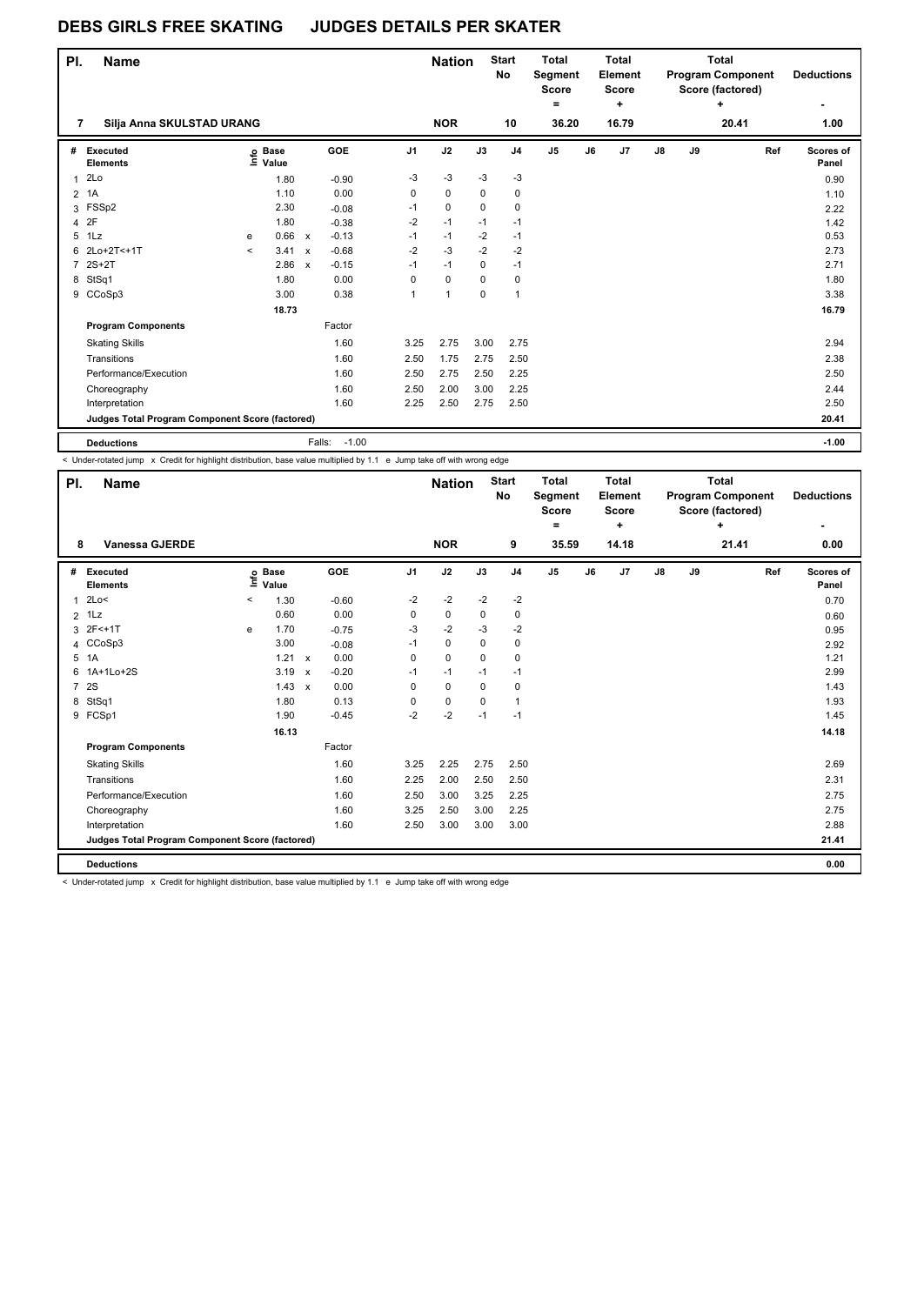# DEBS GIRLS FREE SKATING JUDGES DETAILS PER SKATER

| Pl. | Name | Nation | Start No | Total Segment Score = | Total Element Score + | Total Program Component Score (factored) + | Deductions - |
|---|---|---|---|---|---|---|---|
| 7 | Silja Anna SKULSTAD URANG | NOR | 10 | 36.20 | 16.79 | 20.41 | 1.00 |

| # | Executed Elements | Info | Base Value | | GOE | J1 | J2 | J3 | J4 | J5 | J6 | J7 | J8 | J9 | Ref | Scores of Panel |
|---|---|---|---|---|---|---|---|---|---|---|---|---|---|---|---|---|
| 1 | 2Lo | | 1.80 | | -0.90 | -3 | -3 | -3 | -3 | | | | | | | 0.90 |
| 2 | 1A | | 1.10 | | 0.00 | 0 | 0 | 0 | 0 | | | | | | | 1.10 |
| 3 | FSSp2 | | 2.30 | | -0.08 | -1 | 0 | 0 | 0 | | | | | | | 2.22 |
| 4 | 2F | | 1.80 | | -0.38 | -2 | -1 | -1 | -1 | | | | | | | 1.42 |
| 5 | 1Lz | e | 0.66 | x | -0.13 | -1 | -1 | -2 | -1 | | | | | | | 0.53 |
| 6 | 2Lo+2T<+1T | < | 3.41 | x | -0.68 | -2 | -3 | -2 | -2 | | | | | | | 2.73 |
| 7 | 2S+2T | | 2.86 | x | -0.15 | -1 | -1 | 0 | -1 | | | | | | | 2.71 |
| 8 | StSq1 | | 1.80 | | 0.00 | 0 | 0 | 0 | 0 | | | | | | | 1.80 |
| 9 | CCoSp3 | | 3.00 | | 0.38 | 1 | 1 | 0 | 1 | | | | | | | 3.38 |
| | | | 18.73 | | | | | | | | | | | | | 16.79 |
| | **Program Components** | | | | Factor | | | | | | | | | | | |
| | Skating Skills | | | | 1.60 | 3.25 | 2.75 | 3.00 | 2.75 | | | | | | | 2.94 |
| | Transitions | | | | 1.60 | 2.50 | 1.75 | 2.75 | 2.50 | | | | | | | 2.38 |
| | Performance/Execution | | | | 1.60 | 2.50 | 2.75 | 2.50 | 2.25 | | | | | | | 2.50 |
| | Choreography | | | | 1.60 | 2.50 | 2.00 | 3.00 | 2.25 | | | | | | | 2.44 |
| | Interpretation | | | | 1.60 | 2.25 | 2.50 | 2.75 | 2.50 | | | | | | | 2.50 |
| | **Judges Total Program Component Score (factored)** | | | | | | | | | | | | | | | 20.41 |
| | **Deductions** | | | | Falls: -1.00 | | | | | | | | | | | -1.00 |

< Under-rotated jump x Credit for highlight distribution, base value multiplied by 1.1 e Jump take off with wrong edge

| Pl. | Name | Nation | Start No | Total Segment Score = | Total Element Score + | Total Program Component Score (factored) + | Deductions - |
|---|---|---|---|---|---|---|---|
| 8 | Vanessa GJERDE | NOR | 9 | 35.59 | 14.18 | 21.41 | 0.00 |

| # | Executed Elements | Info | Base Value | | GOE | J1 | J2 | J3 | J4 | J5 | J6 | J7 | J8 | J9 | Ref | Scores of Panel |
|---|---|---|---|---|---|---|---|---|---|---|---|---|---|---|---|---|
| 1 | 2Lo< | < | 1.30 | | -0.60 | -2 | -2 | -2 | -2 | | | | | | | 0.70 |
| 2 | 1Lz | | 0.60 | | 0.00 | 0 | 0 | 0 | 0 | | | | | | | 0.60 |
| 3 | 2F<+1T | e | 1.70 | | -0.75 | -3 | -2 | -3 | -2 | | | | | | | 0.95 |
| 4 | CCoSp3 | | 3.00 | | -0.08 | -1 | 0 | 0 | 0 | | | | | | | 2.92 |
| 5 | 1A | | 1.21 | x | 0.00 | 0 | 0 | 0 | 0 | | | | | | | 1.21 |
| 6 | 1A+1Lo+2S | | 3.19 | x | -0.20 | -1 | -1 | -1 | -1 | | | | | | | 2.99 |
| 7 | 2S | | 1.43 | x | 0.00 | 0 | 0 | 0 | 0 | | | | | | | 1.43 |
| 8 | StSq1 | | 1.80 | | 0.13 | 0 | 0 | 0 | 1 | | | | | | | 1.93 |
| 9 | FCSp1 | | 1.90 | | -0.45 | -2 | -2 | -1 | -1 | | | | | | | 1.45 |
| | | | 16.13 | | | | | | | | | | | | | 14.18 |
| | **Program Components** | | | | Factor | | | | | | | | | | | |
| | Skating Skills | | | | 1.60 | 3.25 | 2.25 | 2.75 | 2.50 | | | | | | | 2.69 |
| | Transitions | | | | 1.60 | 2.25 | 2.00 | 2.50 | 2.50 | | | | | | | 2.31 |
| | Performance/Execution | | | | 1.60 | 2.50 | 3.00 | 3.25 | 2.25 | | | | | | | 2.75 |
| | Choreography | | | | 1.60 | 3.25 | 2.50 | 3.00 | 2.25 | | | | | | | 2.75 |
| | Interpretation | | | | 1.60 | 2.50 | 3.00 | 3.00 | 3.00 | | | | | | | 2.88 |
| | **Judges Total Program Component Score (factored)** | | | | | | | | | | | | | | | 21.41 |
| | **Deductions** | | | | | | | | | | | | | | | 0.00 |

< Under-rotated jump x Credit for highlight distribution, base value multiplied by 1.1 e Jump take off with wrong edge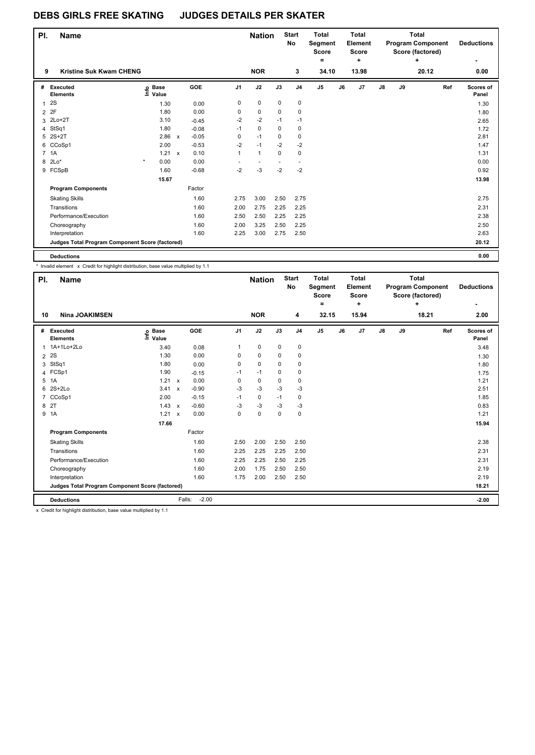# DEBS GIRLS FREE SKATING JUDGES DETAILS PER SKATER

| Pl. | Name | Nation | Start No | Total Segment Score = | Total Element Score + | Total Program Component Score (factored) + | Deductions - |
|---|---|---|---|---|---|---|---|
| 9 | Kristine Suk Kwam CHENG | NOR | 3 | 34.10 | 13.98 | 20.12 | 0.00 |

| # | Executed Elements | Info | Base Value | | GOE | J1 | J2 | J3 | J4 | J5 | J6 | J7 | J8 | J9 | Ref | Scores of Panel |
|---|---|---|---|---|---|---|---|---|---|---|---|---|---|---|---|---|
| 1 | 2S | | 1.30 | | 0.00 | 0 | 0 | 0 | 0 | | | | | | | 1.30 |
| 2 | 2F | | 1.80 | | 0.00 | 0 | 0 | 0 | 0 | | | | | | | 1.80 |
| 3 | 2Lo+2T | | 3.10 | | -0.45 | -2 | -2 | -1 | -1 | | | | | | | 2.65 |
| 4 | StSq1 | | 1.80 | | -0.08 | -1 | 0 | 0 | 0 | | | | | | | 1.72 |
| 5 | 2S+2T | | 2.86 | x | -0.05 | 0 | -1 | 0 | 0 | | | | | | | 2.81 |
| 6 | CCoSp1 | | 2.00 | | -0.53 | -2 | -1 | -2 | -2 | | | | | | | 1.47 |
| 7 | 1A | | 1.21 | x | 0.10 | 1 | 1 | 0 | 0 | | | | | | | 1.31 |
| 8 | 2Lo* | * | 0.00 | | 0.00 | - | - | - | - | | | | | | | 0.00 |
| 9 | FCSpB | | 1.60 | | -0.68 | -2 | -3 | -2 | -2 | | | | | | | 0.92 |
| | | | 15.67 | | | | | | | | | | | | | 13.98 |
| | **Program Components** | | | | Factor | | | | | | | | | | | |
| | Skating Skills | | | | 1.60 | 2.75 | 3.00 | 2.50 | 2.75 | | | | | | | 2.75 |
| | Transitions | | | | 1.60 | 2.00 | 2.75 | 2.25 | 2.25 | | | | | | | 2.31 |
| | Performance/Execution | | | | 1.60 | 2.50 | 2.50 | 2.25 | 2.25 | | | | | | | 2.38 |
| | Choreography | | | | 1.60 | 2.00 | 3.25 | 2.50 | 2.25 | | | | | | | 2.50 |
| | Interpretation | | | | 1.60 | 2.25 | 3.00 | 2.75 | 2.50 | | | | | | | 2.63 |
| | **Judges Total Program Component Score (factored)** | | | | | | | | | | | | | | | 20.12 |
| | **Deductions** | | | | | | | | | | | | | | | 0.00 |

\* Invalid element x Credit for highlight distribution, base value multiplied by 1.1

| Pl. | Name | Nation | Start No | Total Segment Score = | Total Element Score + | Total Program Component Score (factored) + | Deductions - |
|---|---|---|---|---|---|---|---|
| 10 | Nina JOAKIMSEN | NOR | 4 | 32.15 | 15.94 | 18.21 | 2.00 |

| # | Executed Elements | Info | Base Value | | GOE | J1 | J2 | J3 | J4 | J5 | J6 | J7 | J8 | J9 | Ref | Scores of Panel |
|---|---|---|---|---|---|---|---|---|---|---|---|---|---|---|---|---|
| 1 | 1A+1Lo+2Lo | | 3.40 | | 0.08 | 1 | 0 | 0 | 0 | | | | | | | 3.48 |
| 2 | 2S | | 1.30 | | 0.00 | 0 | 0 | 0 | 0 | | | | | | | 1.30 |
| 3 | StSq1 | | 1.80 | | 0.00 | 0 | 0 | 0 | 0 | | | | | | | 1.80 |
| 4 | FCSp1 | | 1.90 | | -0.15 | -1 | -1 | 0 | 0 | | | | | | | 1.75 |
| 5 | 1A | | 1.21 | x | 0.00 | 0 | 0 | 0 | 0 | | | | | | | 1.21 |
| 6 | 2S+2Lo | | 3.41 | x | -0.90 | -3 | -3 | -3 | -3 | | | | | | | 2.51 |
| 7 | CCoSp1 | | 2.00 | | -0.15 | -1 | 0 | -1 | 0 | | | | | | | 1.85 |
| 8 | 2T | | 1.43 | x | -0.60 | -3 | -3 | -3 | -3 | | | | | | | 0.83 |
| 9 | 1A | | 1.21 | x | 0.00 | 0 | 0 | 0 | 0 | | | | | | | 1.21 |
| | | | 17.66 | | | | | | | | | | | | | 15.94 |
| | **Program Components** | | | | Factor | | | | | | | | | | | |
| | Skating Skills | | | | 1.60 | 2.50 | 2.00 | 2.50 | 2.50 | | | | | | | 2.38 |
| | Transitions | | | | 1.60 | 2.25 | 2.25 | 2.25 | 2.50 | | | | | | | 2.31 |
| | Performance/Execution | | | | 1.60 | 2.25 | 2.25 | 2.50 | 2.25 | | | | | | | 2.31 |
| | Choreography | | | | 1.60 | 2.00 | 1.75 | 2.50 | 2.50 | | | | | | | 2.19 |
| | Interpretation | | | | 1.60 | 1.75 | 2.00 | 2.50 | 2.50 | | | | | | | 2.19 |
| | **Judges Total Program Component Score (factored)** | | | | | | | | | | | | | | | 18.21 |
| | **Deductions** | | | | Falls: -2.00 | | | | | | | | | | | -2.00 |

x Credit for highlight distribution, base value multiplied by 1.1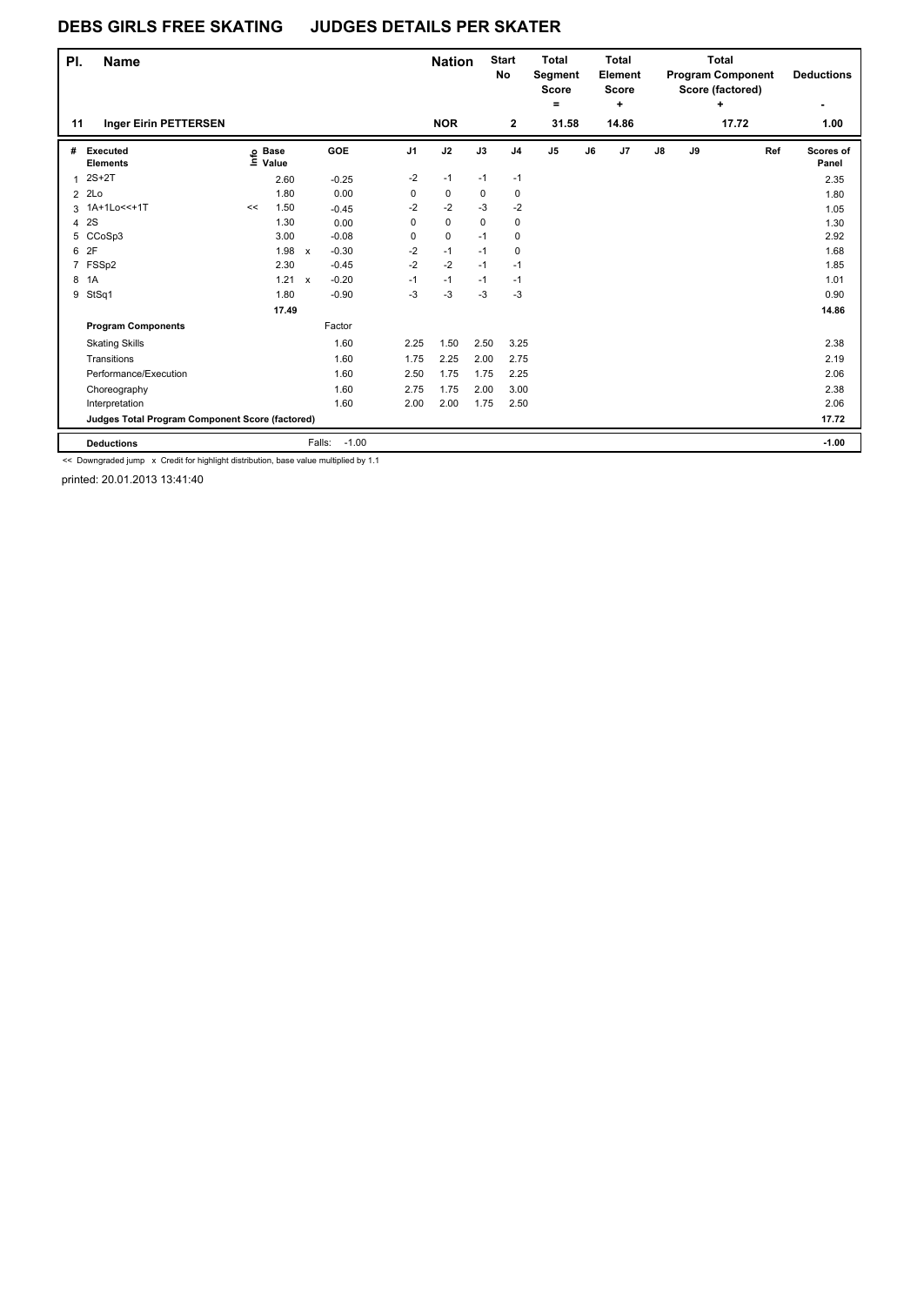# DEBS GIRLS FREE SKATING JUDGES DETAILS PER SKATER

| Pl. | Name | Nation | Start No | Total Segment Score = | Total Element Score + | Total Program Component Score (factored) + | Deductions - |
|---|---|---|---|---|---|---|---|
| 11 | Inger Eirin PETTERSEN | NOR | 2 | 31.58 | 14.86 | 17.72 | 1.00 |

| # | Executed Elements | Info | Base Value | | GOE | J1 | J2 | J3 | J4 | J5 | J6 | J7 | J8 | J9 | Ref | Scores of Panel |
|---|---|---|---|---|---|---|---|---|---|---|---|---|---|---|---|---|
| 1 | 2S+2T | | 2.60 | | -0.25 | -2 | -1 | -1 | -1 | | | | | | | 2.35 |
| 2 | 2Lo | | 1.80 | | 0.00 | 0 | 0 | 0 | 0 | | | | | | | 1.80 |
| 3 | 1A+1Lo<<+1T | << | 1.50 | | -0.45 | -2 | -2 | -3 | -2 | | | | | | | 1.05 |
| 4 | 2S | | 1.30 | | 0.00 | 0 | 0 | 0 | 0 | | | | | | | 1.30 |
| 5 | CCoSp3 | | 3.00 | | -0.08 | 0 | 0 | -1 | 0 | | | | | | | 2.92 |
| 6 | 2F | | 1.98 | x | -0.30 | -2 | -1 | -1 | 0 | | | | | | | 1.68 |
| 7 | FSSp2 | | 2.30 | | -0.45 | -2 | -2 | -1 | -1 | | | | | | | 1.85 |
| 8 | 1A | | 1.21 | x | -0.20 | -1 | -1 | -1 | -1 | | | | | | | 1.01 |
| 9 | StSq1 | | 1.80 | | -0.90 | -3 | -3 | -3 | -3 | | | | | | | 0.90 |
| | | | 17.49 | | | | | | | | | | | | | 14.86 |
| | **Program Components** | | | | Factor | | | | | | | | | | | |
| | Skating Skills | | | | 1.60 | 2.25 | 1.50 | 2.50 | 3.25 | | | | | | | 2.38 |
| | Transitions | | | | 1.60 | 1.75 | 2.25 | 2.00 | 2.75 | | | | | | | 2.19 |
| | Performance/Execution | | | | 1.60 | 2.50 | 1.75 | 1.75 | 2.25 | | | | | | | 2.06 |
| | Choreography | | | | 1.60 | 2.75 | 1.75 | 2.00 | 3.00 | | | | | | | 2.38 |
| | Interpretation | | | | 1.60 | 2.00 | 2.00 | 1.75 | 2.50 | | | | | | | 2.06 |
| | **Judges Total Program Component Score (factored)** | | | | | | | | | | | | | | | 17.72 |
| | **Deductions** | | | | Falls: -1.00 | | | | | | | | | | | -1.00 |

<< Downgraded jump x Credit for highlight distribution, base value multiplied by 1.1

printed: 20.01.2013 13:41:40